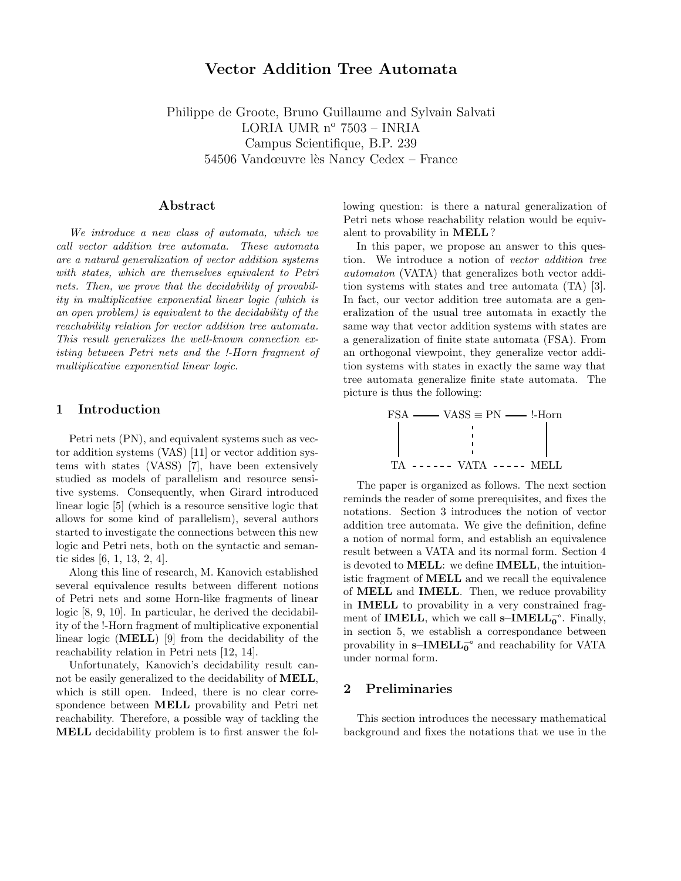# Vector Addition Tree Automata

Philippe de Groote, Bruno Guillaume and Sylvain Salvati
LORIA UMR nº 7503 – INRIA
Campus Scientifique, B.P. 239
54506 Vandœuvre lès Nancy Cedex – France

## Abstract

*We introduce a new class of automata, which we call vector addition tree automata. These automata are a natural generalization of vector addition systems with states, which are themselves equivalent to Petri nets. Then, we prove that the decidability of provability in multiplicative exponential linear logic (which is an open problem) is equivalent to the decidability of the reachability relation for vector addition tree automata. This result generalizes the well-known connection existing between Petri nets and the !-Horn fragment of multiplicative exponential linear logic.*

## 1 Introduction

Petri nets (PN), and equivalent systems such as vector addition systems (VAS) [11] or vector addition systems with states (VASS) [7], have been extensively studied as models of parallelism and resource sensitive systems. Consequently, when Girard introduced linear logic [5] (which is a resource sensitive logic that allows for some kind of parallelism), several authors started to investigate the connections between this new logic and Petri nets, both on the syntactic and semantic sides [6, 1, 13, 2, 4].

Along this line of research, M. Kanovich established several equivalence results between different notions of Petri nets and some Horn-like fragments of linear logic [8, 9, 10]. In particular, he derived the decidability of the !-Horn fragment of multiplicative exponential linear logic (**MELL**) [9] from the decidability of the reachability relation in Petri nets [12, 14].

Unfortunately, Kanovich's decidability result cannot be easily generalized to the decidability of **MELL**, which is still open. Indeed, there is no clear correspondence between **MELL** provability and Petri net reachability. Therefore, a possible way of tackling the **MELL** decidability problem is to first answer the following question: is there a natural generalization of Petri nets whose reachability relation would be equivalent to provability in **MELL**?

In this paper, we propose an answer to this question. We introduce a notion of *vector addition tree automaton* (VATA) that generalizes both vector addition systems with states and tree automata (TA) [3]. In fact, our vector addition tree automata are a generalization of the usual tree automata in exactly the same way that vector addition systems with states are a generalization of finite state automata (FSA). From an orthogonal viewpoint, they generalize vector addition systems with states in exactly the same way that tree automata generalize finite state automata. The picture is thus the following:

```
FSA ——— VASS ≡ PN ——— !-Horn
 |          ¦            |
 |          ¦            |
TA - - - - VATA - - - - MELL
```

The paper is organized as follows. The next section reminds the reader of some prerequisites, and fixes the notations. Section 3 introduces the notion of vector addition tree automata. We give the definition, define a notion of normal form, and establish an equivalence result between a VATA and its normal form. Section 4 is devoted to **MELL**: we define **IMELL**, the intuitionistic fragment of **MELL** and we recall the equivalence of **MELL** and **IMELL**. Then, we reduce provability in **IMELL** to provability in a very constrained fragment of **IMELL**, which we call $\mathbf{s\text{–}IMELL}_{\mathbf{0}}^{\multimap}$. Finally, in section 5, we establish a correspondance between provability in $\mathbf{s\text{–}IMELL}_{\mathbf{0}}^{\multimap}$ and reachability for VATA under normal form.

## 2 Preliminaries

This section introduces the necessary mathematical background and fixes the notations that we use in the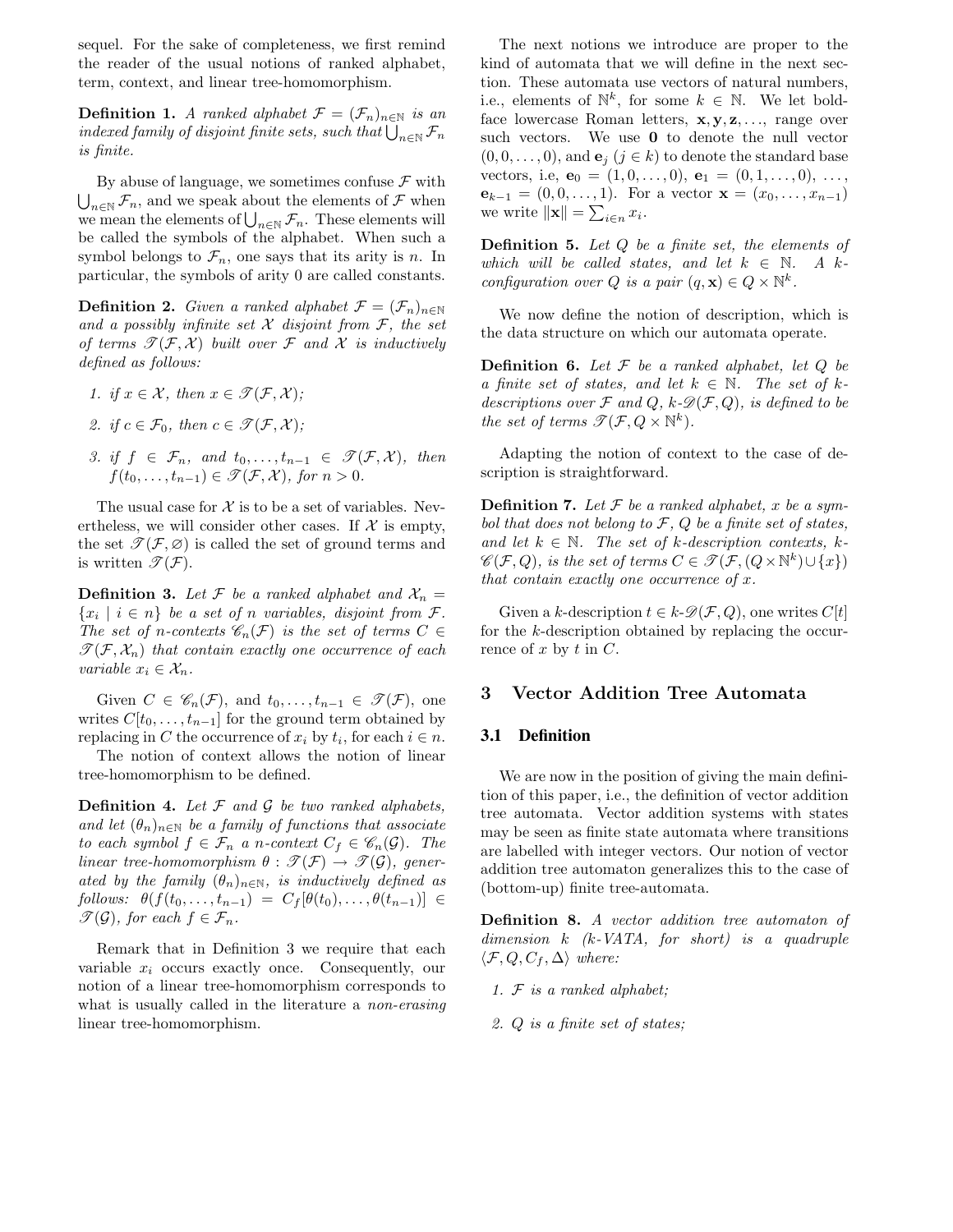sequel. For the sake of completeness, we first remind the reader of the usual notions of ranked alphabet, term, context, and linear tree-homomorphism.

**Definition 1.** *A ranked alphabet $\mathcal{F} = (\mathcal{F}_n)_{n\in\mathbb{N}}$ is an indexed family of disjoint finite sets, such that $\bigcup_{n\in\mathbb{N}} \mathcal{F}_n$ is finite.*

By abuse of language, we sometimes confuse $\mathcal{F}$ with $\bigcup_{n\in\mathbb{N}} \mathcal{F}_n$, and we speak about the elements of $\mathcal{F}$ when we mean the elements of $\bigcup_{n\in\mathbb{N}} \mathcal{F}_n$. These elements will be called the symbols of the alphabet. When such a symbol belongs to $\mathcal{F}_n$, one says that its arity is $n$. In particular, the symbols of arity 0 are called constants.

**Definition 2.** *Given a ranked alphabet $\mathcal{F} = (\mathcal{F}_n)_{n\in\mathbb{N}}$ and a possibly infinite set $\mathcal{X}$ disjoint from $\mathcal{F}$, the set of terms $\mathscr{T}(\mathcal{F}, \mathcal{X})$ built over $\mathcal{F}$ and $\mathcal{X}$ is inductively defined as follows:*

1. *if $x \in \mathcal{X}$, then $x \in \mathscr{T}(\mathcal{F}, \mathcal{X})$;*
2. *if $c \in \mathcal{F}_0$, then $c \in \mathscr{T}(\mathcal{F}, \mathcal{X})$;*
3. *if $f \in \mathcal{F}_n$, and $t_0, \ldots, t_{n-1} \in \mathscr{T}(\mathcal{F}, \mathcal{X})$, then $f(t_0, \ldots, t_{n-1}) \in \mathscr{T}(\mathcal{F}, \mathcal{X})$, for $n > 0$.*

The usual case for $\mathcal{X}$ is to be a set of variables. Nevertheless, we will consider other cases. If $\mathcal{X}$ is empty, the set $\mathscr{T}(\mathcal{F}, \varnothing)$ is called the set of ground terms and is written $\mathscr{T}(\mathcal{F})$.

**Definition 3.** *Let $\mathcal{F}$ be a ranked alphabet and $\mathcal{X}_n = \{x_i \mid i \in n\}$ be a set of $n$ variables, disjoint from $\mathcal{F}$. The set of $n$-contexts $\mathscr{C}_n(\mathcal{F})$ is the set of terms $C \in \mathscr{T}(\mathcal{F}, \mathcal{X}_n)$ that contain exactly one occurrence of each variable $x_i \in \mathcal{X}_n$.*

Given $C \in \mathscr{C}_n(\mathcal{F})$, and $t_0, \ldots, t_{n-1} \in \mathscr{T}(\mathcal{F})$, one writes $C[t_0, \ldots, t_{n-1}]$ for the ground term obtained by replacing in $C$ the occurrence of $x_i$ by $t_i$, for each $i \in n$.

The notion of context allows the notion of linear tree-homomorphism to be defined.

**Definition 4.** *Let $\mathcal{F}$ and $\mathcal{G}$ be two ranked alphabets, and let $(\theta_n)_{n\in\mathbb{N}}$ be a family of functions that associate to each symbol $f \in \mathcal{F}_n$ a $n$-context $C_f \in \mathscr{C}_n(\mathcal{G})$. The linear tree-homomorphism $\theta : \mathscr{T}(\mathcal{F}) \to \mathscr{T}(\mathcal{G})$, generated by the family $(\theta_n)_{n\in\mathbb{N}}$, is inductively defined as follows: $\theta(f(t_0, \ldots, t_{n-1})) = C_f[\theta(t_0), \ldots, \theta(t_{n-1})] \in \mathscr{T}(\mathcal{G})$, for each $f \in \mathcal{F}_n$.*

Remark that in Definition 3 we require that each variable $x_i$ occurs exactly once. Consequently, our notion of a linear tree-homomorphism corresponds to what is usually called in the literature a *non-erasing* linear tree-homomorphism.

The next notions we introduce are proper to the kind of automata that we will define in the next section. These automata use vectors of natural numbers, i.e., elements of $\mathbb{N}^k$, for some $k \in \mathbb{N}$. We let boldface lowercase Roman letters, $\mathbf{x}, \mathbf{y}, \mathbf{z}, \ldots$, range over such vectors. We use $\mathbf{0}$ to denote the null vector $(0, 0, \ldots, 0)$, and $\mathbf{e}_j$ ($j \in k$) to denote the standard base vectors, i.e, $\mathbf{e}_0 = (1, 0, \ldots, 0)$, $\mathbf{e}_1 = (0, 1, \ldots, 0)$, $\ldots$, $\mathbf{e}_{k-1} = (0, 0, \ldots, 1)$. For a vector $\mathbf{x} = (x_0, \ldots, x_{n-1})$ we write $\|\mathbf{x}\| = \sum_{i\in n} x_i$.

**Definition 5.** *Let $Q$ be a finite set, the elements of which will be called states, and let $k \in \mathbb{N}$. A $k$-configuration over $Q$ is a pair $(q, \mathbf{x}) \in Q \times \mathbb{N}^k$.*

We now define the notion of description, which is the data structure on which our automata operate.

**Definition 6.** *Let $\mathcal{F}$ be a ranked alphabet, let $Q$ be a finite set of states, and let $k \in \mathbb{N}$. The set of $k$-descriptions over $\mathcal{F}$ and $Q$, $k$-$\mathscr{D}(\mathcal{F}, Q)$, is defined to be the set of terms $\mathscr{T}(\mathcal{F}, Q \times \mathbb{N}^k)$.*

Adapting the notion of context to the case of description is straightforward.

**Definition 7.** *Let $\mathcal{F}$ be a ranked alphabet, $x$ be a symbol that does not belong to $\mathcal{F}$, $Q$ be a finite set of states, and let $k \in \mathbb{N}$. The set of $k$-description contexts, $k$-$\mathscr{C}(\mathcal{F}, Q)$, is the set of terms $C \in \mathscr{T}(\mathcal{F}, (Q \times \mathbb{N}^k) \cup \{x\})$ that contain exactly one occurrence of $x$.*

Given a $k$-description $t \in k$-$\mathscr{D}(\mathcal{F}, Q)$, one writes $C[t]$ for the $k$-description obtained by replacing the occurrence of $x$ by $t$ in $C$.

# 3 Vector Addition Tree Automata

## 3.1 Definition

We are now in the position of giving the main definition of this paper, i.e., the definition of vector addition tree automata. Vector addition systems with states may be seen as finite state automata where transitions are labelled with integer vectors. Our notion of vector addition tree automaton generalizes this to the case of (bottom-up) finite tree-automata.

**Definition 8.** *A vector addition tree automaton of dimension $k$ ($k$-VATA, for short) is a quadruple $\langle \mathcal{F}, Q, C_f, \Delta \rangle$ where:*

1. *$\mathcal{F}$ is a ranked alphabet;*
2. *$Q$ is a finite set of states;*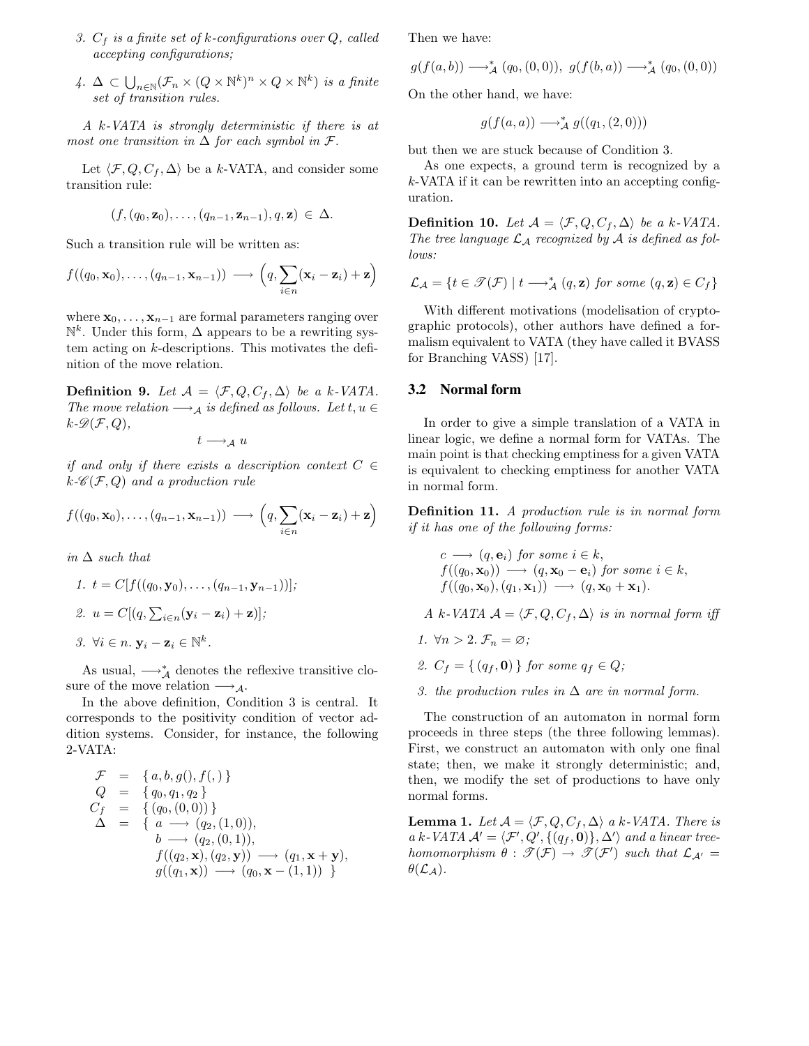3. $C_f$ *is a finite set of* $k$*-configurations over* $Q$*, called accepting configurations;*

4. $\Delta \subset \bigcup_{n\in\mathbb{N}}(\mathcal{F}_n \times (Q \times \mathbb{N}^k)^n \times Q \times \mathbb{N}^k)$ *is a finite set of transition rules.*

*A* $k$*-VATA is strongly deterministic if there is at most one transition in* $\Delta$ *for each symbol in* $\mathcal{F}$*.*

Let $\langle \mathcal{F}, Q, C_f, \Delta\rangle$ be a $k$-VATA, and consider some transition rule:

$$(f, (q_0, \mathbf{z}_0), \ldots, (q_{n-1}, \mathbf{z}_{n-1}), q, \mathbf{z}) \in \Delta.$$

Such a transition rule will be written as:

$$f((q_0, \mathbf{x}_0), \ldots, (q_{n-1}, \mathbf{x}_{n-1})) \longrightarrow \Big(q, \sum_{i\in n}(\mathbf{x}_i - \mathbf{z}_i) + \mathbf{z}\Big)$$

where $\mathbf{x}_0, \ldots, \mathbf{x}_{n-1}$ are formal parameters ranging over $\mathbb{N}^k$. Under this form, $\Delta$ appears to be a rewriting system acting on $k$-descriptions. This motivates the definition of the move relation.

**Definition 9.** *Let* $\mathcal{A} = \langle \mathcal{F}, Q, C_f, \Delta\rangle$ *be a* $k$*-VATA. The move relation* $\longrightarrow_{\mathcal{A}}$ *is defined as follows. Let* $t, u \in k\text{-}\mathscr{D}(\mathcal{F}, Q)$*,*

$$t \longrightarrow_{\mathcal{A}} u$$

*if and only if there exists a description context* $C \in k\text{-}\mathscr{C}(\mathcal{F}, Q)$ *and a production rule*

$$f((q_0, \mathbf{x}_0), \ldots, (q_{n-1}, \mathbf{x}_{n-1})) \longrightarrow \Big(q, \sum_{i\in n}(\mathbf{x}_i - \mathbf{z}_i) + \mathbf{z}\Big)$$

*in* $\Delta$ *such that*

1. $t = C[f((q_0, \mathbf{y}_0), \ldots, (q_{n-1}, \mathbf{y}_{n-1}))]$*;*

2. $u = C[(q, \sum_{i\in n}(\mathbf{y}_i - \mathbf{z}_i) + \mathbf{z})]$*;*

3. $\forall i \in n.\ \mathbf{y}_i - \mathbf{z}_i \in \mathbb{N}^k$*.*

As usual, $\longrightarrow^*_{\mathcal{A}}$ denotes the reflexive transitive closure of the move relation $\longrightarrow_{\mathcal{A}}$.

In the above definition, Condition 3 is central. It corresponds to the positivity condition of vector addition systems. Consider, for instance, the following 2-VATA:

$$\begin{aligned}
\mathcal{F} &= \{ a, b, g(), f(,) \} \\
Q &= \{ q_0, q_1, q_2 \} \\
C_f &= \{ (q_0, (0,0)) \} \\
\Delta &= \{\ a \longrightarrow (q_2, (1,0)), \\
&\qquad b \longrightarrow (q_2, (0,1)), \\
&\qquad f((q_2, \mathbf{x}), (q_2, \mathbf{y})) \longrightarrow (q_1, \mathbf{x} + \mathbf{y}), \\
&\qquad g((q_1, \mathbf{x})) \longrightarrow (q_0, \mathbf{x} - (1,1))\ \}
\end{aligned}$$

Then we have:

$$g(f(a,b)) \longrightarrow^*_{\mathcal{A}} (q_0, (0,0)),\ g(f(b,a)) \longrightarrow^*_{\mathcal{A}} (q_0, (0,0))$$

On the other hand, we have:

$$g(f(a,a)) \longrightarrow^*_{\mathcal{A}} g((q_1, (2,0)))$$

but then we are stuck because of Condition 3.

As one expects, a ground term is recognized by a $k$-VATA if it can be rewritten into an accepting configuration.

**Definition 10.** *Let* $\mathcal{A} = \langle \mathcal{F}, Q, C_f, \Delta\rangle$ *be a* $k$*-VATA. The tree language* $\mathcal{L}_{\mathcal{A}}$ *recognized by* $\mathcal{A}$ *is defined as follows:*

$$\mathcal{L}_{\mathcal{A}} = \{ t \in \mathscr{T}(\mathcal{F}) \mid t \longrightarrow^*_{\mathcal{A}} (q, \mathbf{z}) \text{ for some } (q, \mathbf{z}) \in C_f \}$$

With different motivations (modelisation of cryptographic protocols), other authors have defined a formalism equivalent to VATA (they have called it BVASS for Branching VASS) [17].

## 3.2 Normal form

In order to give a simple translation of a VATA in linear logic, we define a normal form for VATAs. The main point is that checking emptiness for a given VATA is equivalent to checking emptiness for another VATA in normal form.

**Definition 11.** *A production rule is in normal form if it has one of the following forms:*

$$\begin{aligned}
&c \longrightarrow (q, \mathbf{e}_i) \text{ for some } i \in k, \\
&f((q_0, \mathbf{x}_0)) \longrightarrow (q, \mathbf{x}_0 - \mathbf{e}_i) \text{ for some } i \in k, \\
&f((q_0, \mathbf{x}_0), (q_1, \mathbf{x}_1)) \longrightarrow (q, \mathbf{x}_0 + \mathbf{x}_1).
\end{aligned}$$

*A* $k$*-VATA* $\mathcal{A} = \langle \mathcal{F}, Q, C_f, \Delta\rangle$ *is in normal form iff*

1. $\forall n > 2.\ \mathcal{F}_n = \varnothing$*;*

2. $C_f = \{ (q_f, \mathbf{0}) \}$ *for some* $q_f \in Q$*;*

3. *the production rules in* $\Delta$ *are in normal form.*

The construction of an automaton in normal form proceeds in three steps (the three following lemmas). First, we construct an automaton with only one final state; then, we make it strongly deterministic; and, then, we modify the set of productions to have only normal forms.

**Lemma 1.** *Let* $\mathcal{A} = \langle \mathcal{F}, Q, C_f, \Delta\rangle$ *a* $k$*-VATA. There is a* $k$*-VATA* $\mathcal{A}' = \langle \mathcal{F}', Q', \{(q_f, \mathbf{0})\}, \Delta'\rangle$ *and a linear tree-homomorphism* $\theta : \mathscr{T}(\mathcal{F}) \to \mathscr{T}(\mathcal{F}')$ *such that* $\mathcal{L}_{\mathcal{A}'} = \theta(\mathcal{L}_{\mathcal{A}})$*.*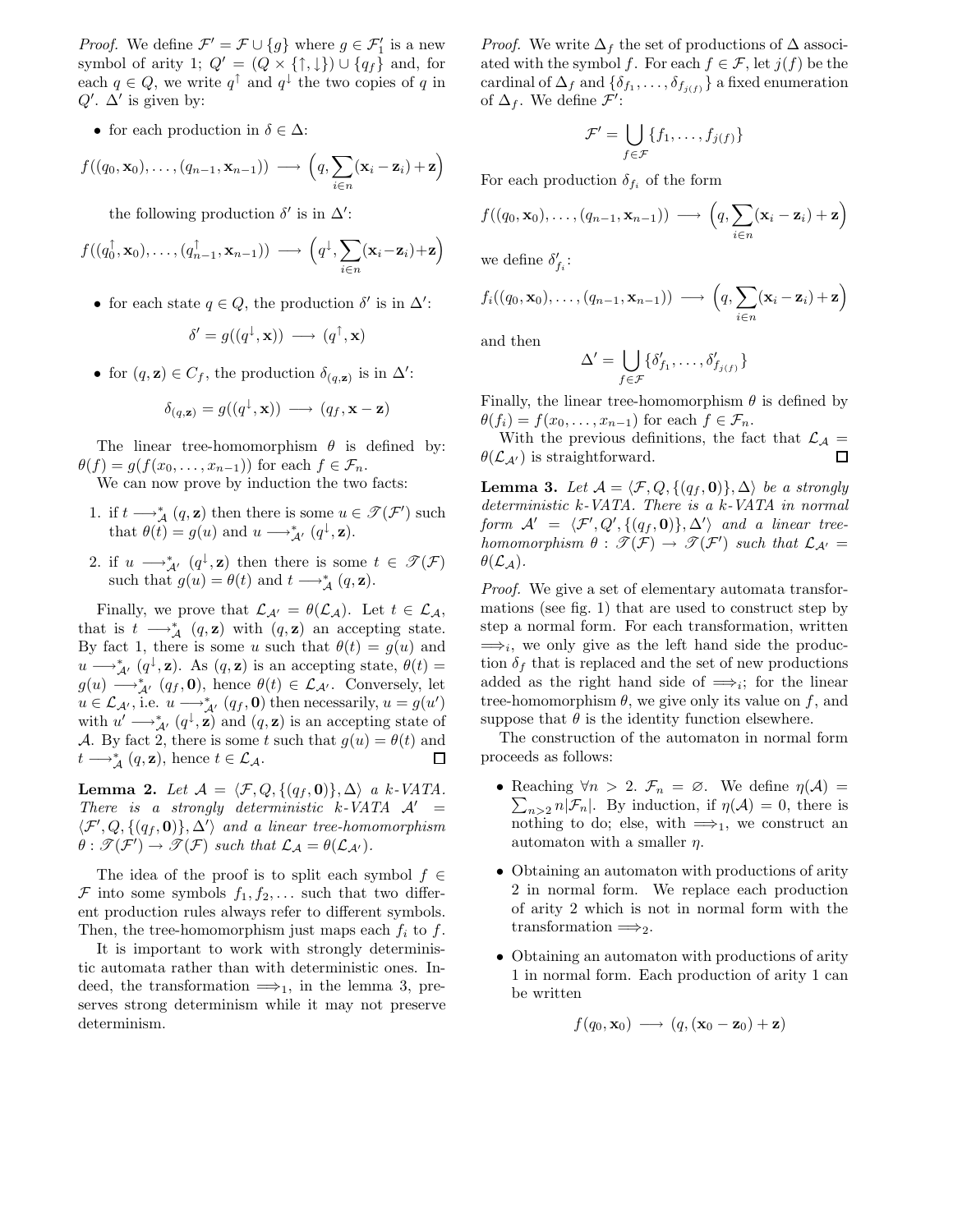*Proof.* We define $\mathcal{F}' = \mathcal{F} \cup \{g\}$ where $g \in \mathcal{F}'_1$ is a new symbol of arity 1; $Q' = (Q \times \{\uparrow, \downarrow\}) \cup \{q_f\}$ and, for each $q \in Q$, we write $q^\uparrow$ and $q^\downarrow$ the two copies of $q$ in $Q'$. $\Delta'$ is given by:

- for each production in $\delta \in \Delta$:

$$f((q_0, \mathbf{x}_0), \ldots, (q_{n-1}, \mathbf{x}_{n-1})) \longrightarrow \left(q, \sum_{i \in n}(\mathbf{x}_i - \mathbf{z}_i) + \mathbf{z}\right)$$

  the following production $\delta'$ is in $\Delta'$:

$$f((q_0^\uparrow, \mathbf{x}_0), \ldots, (q_{n-1}^\uparrow, \mathbf{x}_{n-1})) \longrightarrow \left(q^\downarrow, \sum_{i \in n}(\mathbf{x}_i - \mathbf{z}_i) + \mathbf{z}\right)$$

- for each state $q \in Q$, the production $\delta'$ is in $\Delta'$:

$$\delta' = g((q^\downarrow, \mathbf{x})) \longrightarrow (q^\uparrow, \mathbf{x})$$

- for $(q, \mathbf{z}) \in C_f$, the production $\delta_{(q,\mathbf{z})}$ is in $\Delta'$:

$$\delta_{(q,\mathbf{z})} = g((q^\downarrow, \mathbf{x})) \longrightarrow (q_f, \mathbf{x} - \mathbf{z})$$

The linear tree-homomorphism $\theta$ is defined by: $\theta(f) = g(f(x_0, \ldots, x_{n-1}))$ for each $f \in \mathcal{F}_n$.

We can now prove by induction the two facts:

1. if $t \longrightarrow^*_{\mathcal{A}} (q, \mathbf{z})$ then there is some $u \in \mathscr{T}(\mathcal{F}')$ such that $\theta(t) = g(u)$ and $u \longrightarrow^*_{\mathcal{A}'} (q^\downarrow, \mathbf{z})$.
2. if $u \longrightarrow^*_{\mathcal{A}'} (q^\downarrow, \mathbf{z})$ then there is some $t \in \mathscr{T}(\mathcal{F})$ such that $g(u) = \theta(t)$ and $t \longrightarrow^*_{\mathcal{A}} (q, \mathbf{z})$.

Finally, we prove that $\mathcal{L}_{\mathcal{A}'} = \theta(\mathcal{L}_{\mathcal{A}})$. Let $t \in \mathcal{L}_{\mathcal{A}}$, that is $t \longrightarrow^*_{\mathcal{A}} (q, \mathbf{z})$ with $(q, \mathbf{z})$ an accepting state. By fact 1, there is some $u$ such that $\theta(t) = g(u)$ and $u \longrightarrow^*_{\mathcal{A}'} (q^\downarrow, \mathbf{z})$. As $(q, \mathbf{z})$ is an accepting state, $\theta(t) = g(u) \longrightarrow^*_{\mathcal{A}'} (q_f, \mathbf{0})$, hence $\theta(t) \in \mathcal{L}_{\mathcal{A}'}$. Conversely, let $u \in \mathcal{L}_{\mathcal{A}'}$, i.e. $u \longrightarrow^*_{\mathcal{A}'} (q_f, \mathbf{0})$ then necessarily, $u = g(u')$ with $u' \longrightarrow^*_{\mathcal{A}'} (q^\downarrow, \mathbf{z})$ and $(q, \mathbf{z})$ is an accepting state of $\mathcal{A}$. By fact 2, there is some $t$ such that $g(u) = \theta(t)$ and $t \longrightarrow^*_{\mathcal{A}} (q, \mathbf{z})$, hence $t \in \mathcal{L}_{\mathcal{A}}$. □

**Lemma 2.** *Let $\mathcal{A} = \langle \mathcal{F}, Q, \{(q_f, \mathbf{0})\}, \Delta \rangle$ a $k$-VATA. There is a strongly deterministic $k$-VATA $\mathcal{A}' = \langle \mathcal{F}', Q, \{(q_f, \mathbf{0})\}, \Delta' \rangle$ and a linear tree-homomorphism $\theta : \mathscr{T}(\mathcal{F}') \to \mathscr{T}(\mathcal{F})$ such that $\mathcal{L}_{\mathcal{A}} = \theta(\mathcal{L}_{\mathcal{A}'})$.*

The idea of the proof is to split each symbol $f \in \mathcal{F}$ into some symbols $f_1, f_2, \ldots$ such that two different production rules always refer to different symbols. Then, the tree-homomorphism just maps each $f_i$ to $f$.

It is important to work with strongly deterministic automata rather than with deterministic ones. Indeed, the transformation $\Longrightarrow_1$, in the lemma 3, preserves strong determinism while it may not preserve determinism.

*Proof.* We write $\Delta_f$ the set of productions of $\Delta$ associated with the symbol $f$. For each $f \in \mathcal{F}$, let $j(f)$ be the cardinal of $\Delta_f$ and $\{\delta_{f_1}, \ldots, \delta_{f_{j(f)}}\}$ a fixed enumeration of $\Delta_f$. We define $\mathcal{F}'$:

$$\mathcal{F}' = \bigcup_{f \in \mathcal{F}} \{f_1, \ldots, f_{j(f)}\}$$

For each production $\delta_{f_i}$ of the form

$$f((q_0, \mathbf{x}_0), \ldots, (q_{n-1}, \mathbf{x}_{n-1})) \longrightarrow \left(q, \sum_{i \in n}(\mathbf{x}_i - \mathbf{z}_i) + \mathbf{z}\right)$$

we define $\delta'_{f_i}$:

$$f_i((q_0, \mathbf{x}_0), \ldots, (q_{n-1}, \mathbf{x}_{n-1})) \longrightarrow \left(q, \sum_{i \in n}(\mathbf{x}_i - \mathbf{z}_i) + \mathbf{z}\right)$$

and then

$$\Delta' = \bigcup_{f \in \mathcal{F}} \{\delta'_{f_1}, \ldots, \delta'_{f_{j(f)}}\}$$

Finally, the linear tree-homomorphism $\theta$ is defined by $\theta(f_i) = f(x_0, \ldots, x_{n-1})$ for each $f \in \mathcal{F}_n$.

With the previous definitions, the fact that $\mathcal{L}_{\mathcal{A}} = \theta(\mathcal{L}_{\mathcal{A}'})$ is straightforward. □

**Lemma 3.** *Let $\mathcal{A} = \langle \mathcal{F}, Q, \{(q_f, \mathbf{0})\}, \Delta \rangle$ be a strongly deterministic $k$-VATA. There is a $k$-VATA in normal form $\mathcal{A}' = \langle \mathcal{F}', Q', \{(q_f, \mathbf{0})\}, \Delta' \rangle$ and a linear tree-homomorphism $\theta : \mathscr{T}(\mathcal{F}) \to \mathscr{T}(\mathcal{F}')$ such that $\mathcal{L}_{\mathcal{A}'} = \theta(\mathcal{L}_{\mathcal{A}})$.*

*Proof.* We give a set of elementary automata transformations (see fig. 1) that are used to construct step by step a normal form. For each transformation, written $\Longrightarrow_i$, we only give as the left hand side the production $\delta_f$ that is replaced and the set of new productions added as the right hand side of $\Longrightarrow_i$; for the linear tree-homomorphism $\theta$, we give only its value on $f$, and suppose that $\theta$ is the identity function elsewhere.

The construction of the automaton in normal form proceeds as follows:

- Reaching $\forall n > 2.\ \mathcal{F}_n = \varnothing$. We define $\eta(\mathcal{A}) = \sum_{n>2} n|\mathcal{F}_n|$. By induction, if $\eta(\mathcal{A}) = 0$, there is nothing to do; else, with $\Longrightarrow_1$, we construct an automaton with a smaller $\eta$.
- Obtaining an automaton with productions of arity 2 in normal form. We replace each production of arity 2 which is not in normal form with the transformation $\Longrightarrow_2$.
- Obtaining an automaton with productions of arity 1 in normal form. Each production of arity 1 can be written

$$f(q_0, \mathbf{x}_0) \longrightarrow (q, (\mathbf{x}_0 - \mathbf{z}_0) + \mathbf{z})$$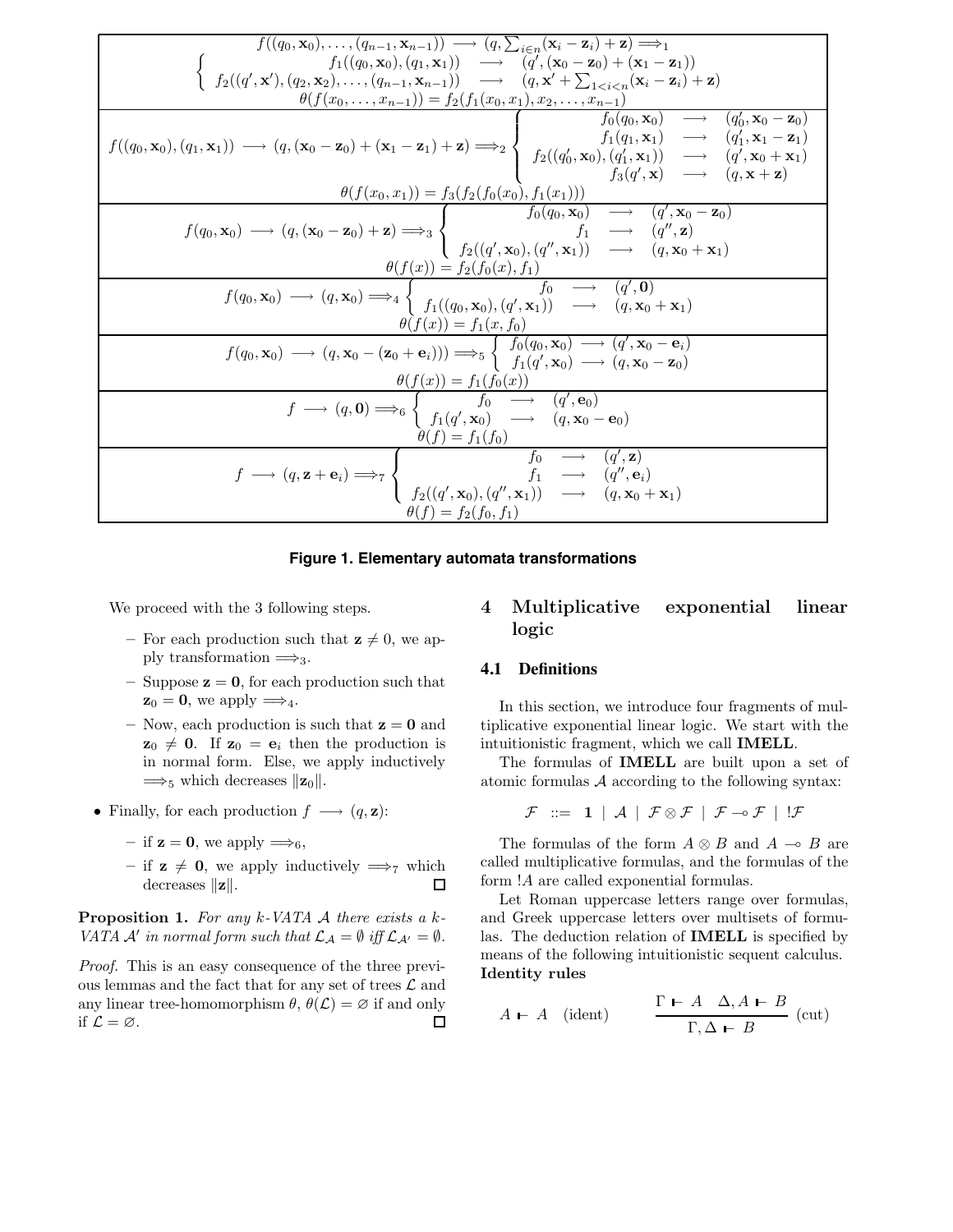$$f((q_0,\mathbf{x}_0),\ldots,(q_{n-1},\mathbf{x}_{n-1})) \longrightarrow (q,\textstyle\sum_{i\in n}(\mathbf{x}_i-\mathbf{z}_i)+\mathbf{z}) \Longrightarrow_1 \left\{\begin{array}{rcl} f_1((q_0,\mathbf{x}_0),(q_1,\mathbf{x}_1)) & \longrightarrow & (q',(\mathbf{x}_0-\mathbf{z}_0)+(\mathbf{x}_1-\mathbf{z}_1)) \\ f_2((q',\mathbf{x}'),(q_2,\mathbf{x}_2),\ldots,(q_{n-1},\mathbf{x}_{n-1})) & \longrightarrow & (q,\mathbf{x}'+\sum_{1<i<n}(\mathbf{x}_i-\mathbf{z}_i)+\mathbf{z}) \end{array}\right.$$
$$\theta(f(x_0,\ldots,x_{n-1})) = f_2(f_1(x_0,x_1),x_2,\ldots,x_{n-1})$$

$$f((q_0,\mathbf{x}_0),(q_1,\mathbf{x}_1)) \longrightarrow (q,(\mathbf{x}_0-\mathbf{z}_0)+(\mathbf{x}_1-\mathbf{z}_1)+\mathbf{z}) \Longrightarrow_2 \left\{\begin{array}{rcl} f_0(q_0,\mathbf{x}_0) & \longrightarrow & (q_0',\mathbf{x}_0-\mathbf{z}_0) \\ f_1(q_1,\mathbf{x}_1) & \longrightarrow & (q_1',\mathbf{x}_1-\mathbf{z}_1) \\ f_2((q_0',\mathbf{x}_0),(q_1',\mathbf{x}_1)) & \longrightarrow & (q',\mathbf{x}_0+\mathbf{x}_1) \\ f_3(q',\mathbf{x}) & \longrightarrow & (q,\mathbf{x}+\mathbf{z}) \end{array}\right.$$
$$\theta(f(x_0,x_1)) = f_3(f_2(f_0(x_0),f_1(x_1)))$$

$$f(q_0,\mathbf{x}_0) \longrightarrow (q,(\mathbf{x}_0-\mathbf{z}_0)+\mathbf{z}) \Longrightarrow_3 \left\{\begin{array}{rcl} f_0(q_0,\mathbf{x}_0) & \longrightarrow & (q',\mathbf{x}_0-\mathbf{z}_0) \\ f_1 & \longrightarrow & (q'',\mathbf{z}) \\ f_2((q',\mathbf{x}_0),(q'',\mathbf{x}_1)) & \longrightarrow & (q,\mathbf{x}_0+\mathbf{x}_1) \end{array}\right.$$
$$\theta(f(x)) = f_2(f_0(x),f_1)$$

$$f(q_0,\mathbf{x}_0) \longrightarrow (q,\mathbf{x}_0) \Longrightarrow_4 \left\{\begin{array}{rcl} f_0 & \longrightarrow & (q',\mathbf{0}) \\ f_1((q_0,\mathbf{x}_0),(q',\mathbf{x}_1)) & \longrightarrow & (q,\mathbf{x}_0+\mathbf{x}_1) \end{array}\right.$$
$$\theta(f(x)) = f_1(x,f_0)$$

$$f(q_0,\mathbf{x}_0) \longrightarrow (q,\mathbf{x}_0-(\mathbf{z}_0+\mathbf{e}_i))) \Longrightarrow_5 \left\{\begin{array}{l} f_0(q_0,\mathbf{x}_0) \longrightarrow (q',\mathbf{x}_0-\mathbf{e}_i) \\ f_1(q',\mathbf{x}_0) \longrightarrow (q,\mathbf{x}_0-\mathbf{z}_0) \end{array}\right.$$
$$\theta(f(x)) = f_1(f_0(x))$$

$$f \longrightarrow (q,\mathbf{0}) \Longrightarrow_6 \left\{\begin{array}{rcl} f_0 & \longrightarrow & (q',\mathbf{e}_0) \\ f_1(q',\mathbf{x}_0) & \longrightarrow & (q,\mathbf{x}_0-\mathbf{e}_0) \end{array}\right.$$
$$\theta(f) = f_1(f_0)$$

$$f \longrightarrow (q,\mathbf{z}+\mathbf{e}_i) \Longrightarrow_7 \left\{\begin{array}{rcl} f_0 & \longrightarrow & (q',\mathbf{z}) \\ f_1 & \longrightarrow & (q'',\mathbf{e}_i) \\ f_2((q',\mathbf{x}_0),(q'',\mathbf{x}_1)) & \longrightarrow & (q,\mathbf{x}_0+\mathbf{x}_1) \end{array}\right.$$
$$\theta(f) = f_2(f_0,f_1)$$

**Figure 1. Elementary automata transformations**

We proceed with the 3 following steps.

- For each production such that $\mathbf{z} \neq 0$, we apply transformation $\Longrightarrow_3$.
- Suppose $\mathbf{z} = \mathbf{0}$, for each production such that $\mathbf{z}_0 = \mathbf{0}$, we apply $\Longrightarrow_4$.
- Now, each production is such that $\mathbf{z} = \mathbf{0}$ and $\mathbf{z}_0 \neq \mathbf{0}$. If $\mathbf{z}_0 = \mathbf{e}_i$ then the production is in normal form. Else, we apply inductively $\Longrightarrow_5$ which decreases $\|\mathbf{z}_0\|$.

- Finally, for each production $f \longrightarrow (q,\mathbf{z})$:
  - if $\mathbf{z} = \mathbf{0}$, we apply $\Longrightarrow_6$,
  - if $\mathbf{z} \neq \mathbf{0}$, we apply inductively $\Longrightarrow_7$ which decreases $\|\mathbf{z}\|$. □

**Proposition 1.** *For any k-VATA $\mathcal{A}$ there exists a k-VATA $\mathcal{A}'$ in normal form such that $\mathcal{L}_{\mathcal{A}} = \emptyset$ iff $\mathcal{L}_{\mathcal{A}'} = \emptyset$.*

*Proof.* This is an easy consequence of the three previous lemmas and the fact that for any set of trees $\mathcal{L}$ and any linear tree-homomorphism $\theta$, $\theta(\mathcal{L}) = \varnothing$ if and only if $\mathcal{L} = \varnothing$. □

## 4 Multiplicative exponential linear logic

### 4.1 Definitions

In this section, we introduce four fragments of multiplicative exponential linear logic. We start with the intuitionistic fragment, which we call **IMELL**.

The formulas of **IMELL** are built upon a set of atomic formulas $\mathcal{A}$ according to the following syntax:

$$\mathcal{F} \ ::= \ \mathbf{1} \ | \ \mathcal{A} \ | \ \mathcal{F} \otimes \mathcal{F} \ | \ \mathcal{F} \multimap \mathcal{F} \ | \ !\mathcal{F}$$

The formulas of the form $A \otimes B$ and $A \multimap B$ are called multiplicative formulas, and the formulas of the form $!A$ are called exponential formulas.

Let Roman uppercase letters range over formulas, and Greek uppercase letters over multisets of formulas. The deduction relation of **IMELL** is specified by means of the following intuitionistic sequent calculus.

**Identity rules**

$$A \vdash A \quad \text{(ident)} \qquad\qquad \frac{\Gamma \vdash A \quad \Delta, A \vdash B}{\Gamma, \Delta \vdash B} \ \text{(cut)}$$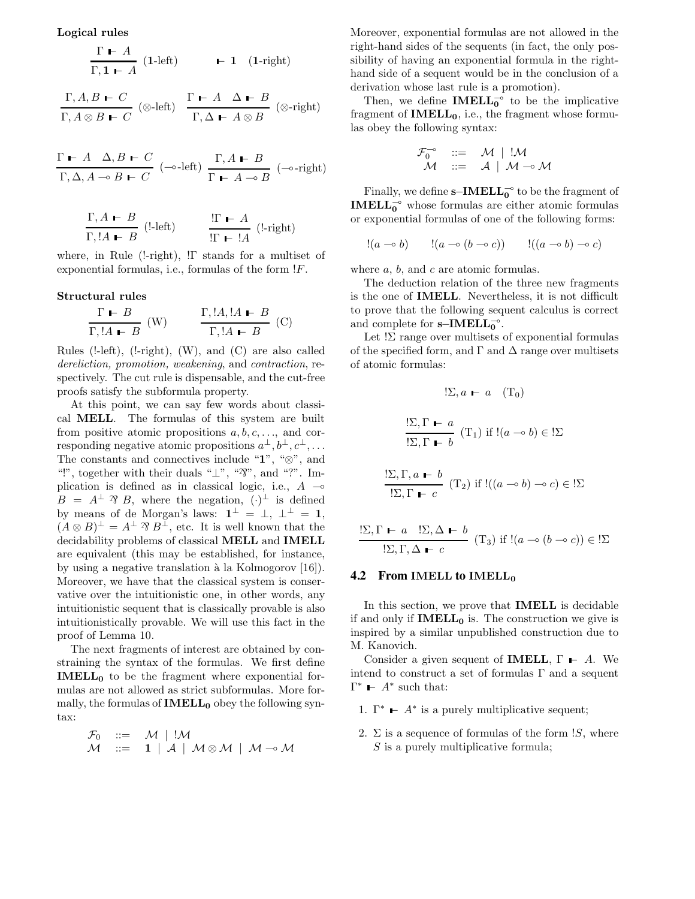**Logical rules**

$$\frac{\Gamma \vdash A}{\Gamma, \mathbf{1} \vdash A} \ (\mathbf{1}\text{-left}) \qquad \vdash \mathbf{1} \quad (\mathbf{1}\text{-right})$$

$$\frac{\Gamma, A, B \vdash C}{\Gamma, A \otimes B \vdash C} \ (\otimes\text{-left}) \quad \frac{\Gamma \vdash A \quad \Delta \vdash B}{\Gamma, \Delta \vdash A \otimes B} \ (\otimes\text{-right})$$

$$\frac{\Gamma \vdash A \quad \Delta, B \vdash C}{\Gamma, \Delta, A \multimap B \vdash C} \ (\multimap\text{-left}) \quad \frac{\Gamma, A \vdash B}{\Gamma \vdash A \multimap B} \ (\multimap\text{-right})$$

$$\frac{\Gamma, A \vdash B}{\Gamma, !A \vdash B} \ (!\text{-left}) \qquad \frac{!\Gamma \vdash A}{!\Gamma \vdash !A} \ (!\text{-right})$$

where, in Rule (!-right), $!\Gamma$ stands for a multiset of exponential formulas, i.e., formulas of the form $!F$.

**Structural rules**

$$\frac{\Gamma \vdash B}{\Gamma, !A \vdash B} \ (\text{W}) \qquad \frac{\Gamma, !A, !A \vdash B}{\Gamma, !A \vdash B} \ (\text{C})$$

Rules (!-left), (!-right), (W), and (C) are also called *dereliction, promotion, weakening*, and *contraction*, respectively. The cut rule is dispensable, and the cut-free proofs satisfy the subformula property.

At this point, we can say few words about classical **MELL**. The formulas of this system are built from positive atomic propositions $a, b, c, \ldots$, and corresponding negative atomic propositions $a^{\perp}, b^{\perp}, c^{\perp}, \ldots$ The constants and connectives include "$\mathbf{1}$", "$\otimes$", and "!", together with their duals "$\perp$", "$⅋$", and "?". Implication is defined as in classical logic, i.e., $A \multimap B = A^{\perp} ⅋ B$, where the negation, $(\cdot)^{\perp}$ is defined by means of de Morgan's laws: $\mathbf{1}^{\perp} = \perp$, $\perp^{\perp} = \mathbf{1}$, $(A \otimes B)^{\perp} = A^{\perp} ⅋ B^{\perp}$, etc. It is well known that the decidability problems of classical **MELL** and **IMELL** are equivalent (this may be established, for instance, by using a negative translation à la Kolmogorov [16]). Moreover, we have that the classical system is conservative over the intuitionistic one, in other words, any intuitionistic sequent that is classically provable is also intuitionistically provable. We will use this fact in the proof of Lemma 10.

The next fragments of interest are obtained by constraining the syntax of the formulas. We first define $\mathbf{IMELL_0}$ to be the fragment where exponential formulas are not allowed as strict subformulas. More formally, the formulas of $\mathbf{IMELL_0}$ obey the following syntax:

$$\begin{array}{lcl} \mathcal{F}_0 & ::= & \mathcal{M} \mid !\mathcal{M} \\ \mathcal{M} & ::= & \mathbf{1} \mid \mathcal{A} \mid \mathcal{M} \otimes \mathcal{M} \mid \mathcal{M} \multimap \mathcal{M} \end{array}$$

Moreover, exponential formulas are not allowed in the right-hand sides of the sequents (in fact, the only possibility of having an exponential formula in the right-hand side of a sequent would be in the conclusion of a derivation whose last rule is a promotion).

Then, we define $\mathbf{IMELL_0^{\multimap}}$ to be the implicative fragment of $\mathbf{IMELL_0}$, i.e., the fragment whose formulas obey the following syntax:

$$\begin{array}{lcl} \mathcal{F}_0^{\multimap} & ::= & \mathcal{M} \mid !\mathcal{M} \\ \mathcal{M} & ::= & \mathcal{A} \mid \mathcal{M} \multimap \mathcal{M} \end{array}$$

Finally, we define $\mathbf{s\text{–}IMELL_0^{\multimap}}$ to be the fragment of $\mathbf{IMELL_0^{\multimap}}$ whose formulas are either atomic formulas or exponential formulas of one of the following forms:

$$!(a \multimap b) \qquad !(a \multimap (b \multimap c)) \qquad !((a \multimap b) \multimap c)$$

where $a$, $b$, and $c$ are atomic formulas.

The deduction relation of the three new fragments is the one of **IMELL**. Nevertheless, it is not difficult to prove that the following sequent calculus is correct and complete for $\mathbf{s\text{–}IMELL_0^{\multimap}}$.

Let $!\Sigma$ range over multisets of exponential formulas of the specified form, and $\Gamma$ and $\Delta$ range over multisets of atomic formulas:

$$!\Sigma, a \vdash a \quad (\text{T}_0)$$

$$\frac{!\Sigma, \Gamma \vdash a}{!\Sigma, \Gamma \vdash b} \ (\text{T}_1) \text{ if } !(a \multimap b) \in !\Sigma$$

$$\frac{!\Sigma, \Gamma, a \vdash b}{!\Sigma, \Gamma \vdash c} \ (\text{T}_2) \text{ if } !((a \multimap b) \multimap c) \in !\Sigma$$

$$\frac{!\Sigma, \Gamma \vdash a \quad !\Sigma, \Delta \vdash b}{!\Sigma, \Gamma, \Delta \vdash c} \ (\text{T}_3) \text{ if } !(a \multimap (b \multimap c)) \in !\Sigma$$

## 4.2 From IMELL to $\mathbf{IMELL_0}$

In this section, we prove that **IMELL** is decidable if and only if $\mathbf{IMELL_0}$ is. The construction we give is inspired by a similar unpublished construction due to M. Kanovich.

Consider a given sequent of **IMELL**, $\Gamma \vdash A$. We intend to construct a set of formulas $\Gamma$ and a sequent $\Gamma^* \vdash A^*$ such that:

1. $\Gamma^* \vdash A^*$ is a purely multiplicative sequent;
2. $\Sigma$ is a sequence of formulas of the form $!S$, where $S$ is a purely multiplicative formula;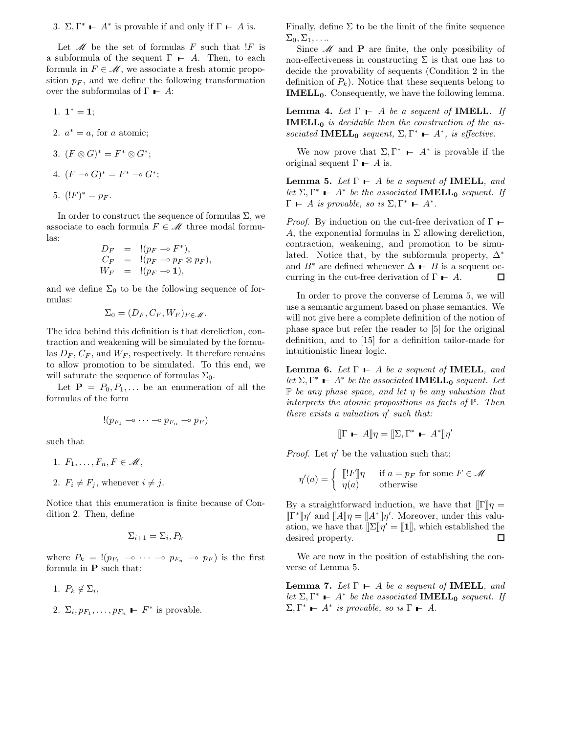3. $\Sigma, \Gamma^* \vdash A^*$ is provable if and only if $\Gamma \vdash A$ is.

Let $\mathscr{M}$ be the set of formulas $F$ such that $!F$ is a subformula of the sequent $\Gamma \vdash A$. Then, to each formula in $F \in \mathscr{M}$, we associate a fresh atomic proposition $p_F$, and we define the following transformation over the subformulas of $\Gamma \vdash A$:

1. $\mathbf{1}^* = \mathbf{1}$;
2. $a^* = a$, for $a$ atomic;
3. $(F \otimes G)^* = F^* \otimes G^*$;
4. $(F \multimap G)^* = F^* \multimap G^*$;
5. $(!F)^* = p_F$.

In order to construct the sequence of formulas $\Sigma$, we associate to each formula $F \in \mathscr{M}$ three modal formulas:

$$\begin{aligned} D_F &= !(p_F \multimap F^*), \\ C_F &= !(p_F \multimap p_F \otimes p_F), \\ W_F &= !(p_F \multimap \mathbf{1}), \end{aligned}$$

and we define $\Sigma_0$ to be the following sequence of formulas:

$$\Sigma_0 = (D_F, C_F, W_F)_{F \in \mathscr{M}}.$$

The idea behind this definition is that dereliction, contraction and weakening will be simulated by the formulas $D_F$, $C_F$, and $W_F$, respectively. It therefore remains to allow promotion to be simulated. To this end, we will saturate the sequence of formulas $\Sigma_0$.

Let $\mathbf{P} = P_0, P_1, \ldots$ be an enumeration of all the formulas of the form

$$!(p_{F_1} \multimap \cdots \multimap p_{F_n} \multimap p_F)$$

such that

1. $F_1, \ldots, F_n, F \in \mathscr{M}$,
2. $F_i \neq F_j$, whenever $i \neq j$.

Notice that this enumeration is finite because of Condition 2. Then, define

$$\Sigma_{i+1} = \Sigma_i, P_k$$

where $P_k = !(p_{F_1} \multimap \cdots \multimap p_{F_n} \multimap p_F)$ is the first formula in $\mathbf{P}$ such that:

1. $P_k \notin \Sigma_i$,
2. $\Sigma_i, p_{F_1}, \ldots, p_{F_n} \vdash F^*$ is provable.

Finally, define $\Sigma$ to be the limit of the finite sequence $\Sigma_0, \Sigma_1, \ldots$.

Since $\mathscr{M}$ and $\mathbf{P}$ are finite, the only possibility of non-effectiveness in constructing $\Sigma$ is that one has to decide the provability of sequents (Condition 2 in the definition of $P_k$). Notice that these sequents belong to $\mathbf{IMELL_0}$. Consequently, we have the following lemma.

**Lemma 4.** *Let $\Gamma \vdash A$ be a sequent of* **IMELL**. *If* $\mathbf{IMELL_0}$ *is decidable then the construction of the associated* $\mathbf{IMELL_0}$ *sequent, $\Sigma, \Gamma^* \vdash A^*$, is effective.*

We now prove that $\Sigma, \Gamma^* \vdash A^*$ is provable if the original sequent $\Gamma \vdash A$ is.

**Lemma 5.** *Let $\Gamma \vdash A$ be a sequent of* **IMELL**, *and let $\Sigma, \Gamma^* \vdash A^*$ be the associated* $\mathbf{IMELL_0}$ *sequent. If $\Gamma \vdash A$ is provable, so is $\Sigma, \Gamma^* \vdash A^*$.*

*Proof.* By induction on the cut-free derivation of $\Gamma \vdash A$, the exponential formulas in $\Sigma$ allowing dereliction, contraction, weakening, and promotion to be simulated. Notice that, by the subformula property, $\Delta^*$ and $B^*$ are defined whenever $\Delta \vdash B$ is a sequent occurring in the cut-free derivation of $\Gamma \vdash A$. $\square$

In order to prove the converse of Lemma 5, we will use a semantic argument based on phase semantics. We will not give here a complete definition of the notion of phase space but refer the reader to [5] for the original definition, and to [15] for a definition tailor-made for intuitionistic linear logic.

**Lemma 6.** *Let $\Gamma \vdash A$ be a sequent of* **IMELL**, *and let $\Sigma, \Gamma^* \vdash A^*$ be the associated* $\mathbf{IMELL_0}$ *sequent. Let $\mathbb{P}$ be any phase space, and let $\eta$ be any valuation that interprets the atomic propositions as facts of $\mathbb{P}$. Then there exists a valuation $\eta'$ such that:*

$$[\![\Gamma \vdash A]\!]\eta = [\![\Sigma, \Gamma^* \vdash A^*]\!]\eta'$$

*Proof.* Let $\eta'$ be the valuation such that:

$$\eta'(a) = \begin{cases} [\![!F]\!]\eta & \text{if } a = p_F \text{ for some } F \in \mathscr{M} \\ \eta(a) & \text{otherwise} \end{cases}$$

By a straightforward induction, we have that $[\![\Gamma]\!]\eta = [\![\Gamma^*]\!]\eta'$ and $[\![A]\!]\eta = [\![A^*]\!]\eta'$. Moreover, under this valuation, we have that $[\![\Sigma]\!]\eta' = [\![\mathbf{1}]\!]$, which established the desired property. $\square$

We are now in the position of establishing the converse of Lemma 5.

**Lemma 7.** *Let $\Gamma \vdash A$ be a sequent of* **IMELL**, *and let $\Sigma, \Gamma^* \vdash A^*$ be the associated* $\mathbf{IMELL_0}$ *sequent. If $\Sigma, \Gamma^* \vdash A^*$ is provable, so is $\Gamma \vdash A$.*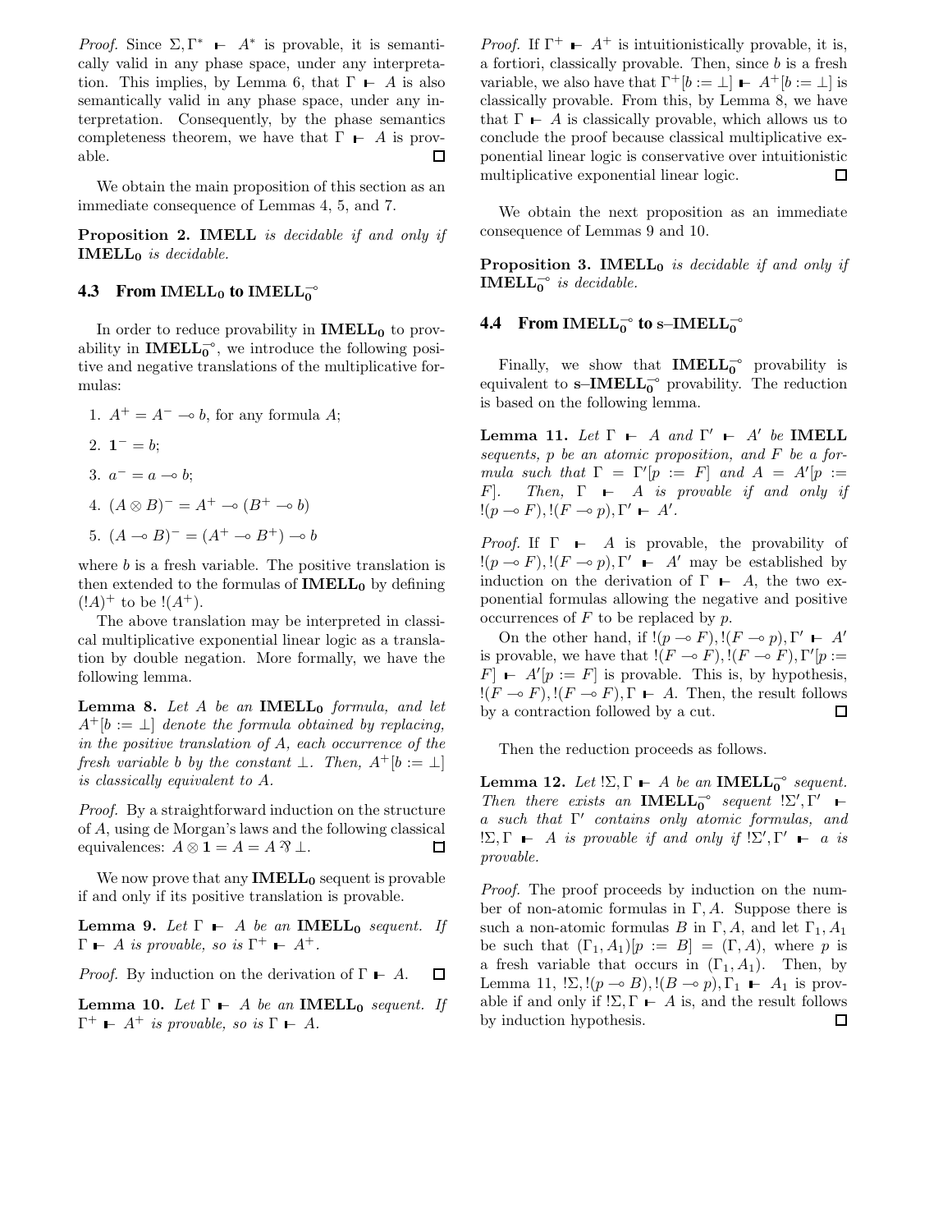*Proof.* Since $\Sigma, \Gamma^* \vdash A^*$ is provable, it is semantically valid in any phase space, under any interpretation. This implies, by Lemma 6, that $\Gamma \vdash A$ is also semantically valid in any phase space, under any interpretation. Consequently, by the phase semantics completeness theorem, we have that $\Gamma \vdash A$ is provable. $\square$

We obtain the main proposition of this section as an immediate consequence of Lemmas 4, 5, and 7.

**Proposition 2.** **IMELL** *is decidable if and only if* $\mathbf{IMELL_0}$ *is decidable.*

### 4.3 From $\mathbf{IMELL_0}$ to $\mathbf{IMELL_0^{\multimap}}$

In order to reduce provability in $\mathbf{IMELL_0}$ to provability in $\mathbf{IMELL_0^{\multimap}}$, we introduce the following positive and negative translations of the multiplicative formulas:

1. $A^+ = A^- \multimap b$, for any formula $A$;
2. $\mathbf{1}^- = b$;
3. $a^- = a \multimap b$;
4. $(A \otimes B)^- = A^+ \multimap (B^+ \multimap b)$
5. $(A \multimap B)^- = (A^+ \multimap B^+) \multimap b$

where $b$ is a fresh variable. The positive translation is then extended to the formulas of $\mathbf{IMELL_0}$ by defining $(!A)^+$ to be $!(A^+)$.

The above translation may be interpreted in classical multiplicative exponential linear logic as a translation by double negation. More formally, we have the following lemma.

**Lemma 8.** *Let $A$ be an* $\mathbf{IMELL_0}$ *formula, and let $A^+[b := \bot]$ denote the formula obtained by replacing, in the positive translation of $A$, each occurrence of the fresh variable $b$ by the constant $\bot$. Then, $A^+[b := \bot]$ is classically equivalent to $A$.*

*Proof.* By a straightforward induction on the structure of $A$, using de Morgan's laws and the following classical equivalences: $A \otimes \mathbf{1} = A = A \invamp \bot$. $\square$

We now prove that any $\mathbf{IMELL_0}$ sequent is provable if and only if its positive translation is provable.

**Lemma 9.** *Let $\Gamma \vdash A$ be an* $\mathbf{IMELL_0}$ *sequent. If $\Gamma \vdash A$ is provable, so is $\Gamma^+ \vdash A^+$.*

*Proof.* By induction on the derivation of $\Gamma \vdash A$. $\square$

**Lemma 10.** *Let $\Gamma \vdash A$ be an* $\mathbf{IMELL_0}$ *sequent. If $\Gamma^+ \vdash A^+$ is provable, so is $\Gamma \vdash A$.*

*Proof.* If $\Gamma^+ \vdash A^+$ is intuitionistically provable, it is, a fortiori, classically provable. Then, since $b$ is a fresh variable, we also have that $\Gamma^+[b := \bot] \vdash A^+[b := \bot]$ is classically provable. From this, by Lemma 8, we have that $\Gamma \vdash A$ is classically provable, which allows us to conclude the proof because classical multiplicative exponential linear logic is conservative over intuitionistic multiplicative exponential linear logic. $\square$

We obtain the next proposition as an immediate consequence of Lemmas 9 and 10.

**Proposition 3.** $\mathbf{IMELL_0}$ *is decidable if and only if* $\mathbf{IMELL_0^{\multimap}}$ *is decidable.*

### 4.4 From $\mathbf{IMELL_0^{\multimap}}$ to s–$\mathbf{IMELL_0^{\multimap}}$

Finally, we show that $\mathbf{IMELL_0^{\multimap}}$ provability is equivalent to **s–**$\mathbf{IMELL_0^{\multimap}}$ provability. The reduction is based on the following lemma.

**Lemma 11.** *Let $\Gamma \vdash A$ and $\Gamma' \vdash A'$ be* **IMELL** *sequents, $p$ be an atomic proposition, and $F$ be a formula such that $\Gamma = \Gamma'[p := F]$ and $A = A'[p := F]$. Then, $\Gamma \vdash A$ is provable if and only if $!(p \multimap F), !(F \multimap p), \Gamma' \vdash A'$.*

*Proof.* If $\Gamma \vdash A$ is provable, the provability of $!(p \multimap F), !(F \multimap p), \Gamma' \vdash A'$ may be established by induction on the derivation of $\Gamma \vdash A$, the two exponential formulas allowing the negative and positive occurrences of $F$ to be replaced by $p$.

On the other hand, if $!(p \multimap F), !(F \multimap p), \Gamma' \vdash A'$ is provable, we have that $!(F \multimap F), !(F \multimap F), \Gamma'[p := F] \vdash A'[p := F]$ is provable. This is, by hypothesis, $!(F \multimap F), !(F \multimap F), \Gamma \vdash A$. Then, the result follows by a contraction followed by a cut. $\square$

Then the reduction proceeds as follows.

**Lemma 12.** *Let $!\Sigma, \Gamma \vdash A$ be an* $\mathbf{IMELL_0^{\multimap}}$ *sequent. Then there exists an* $\mathbf{IMELL_0^{\multimap}}$ *sequent $!\Sigma', \Gamma' \vdash a$ such that $\Gamma'$ contains only atomic formulas, and $!\Sigma, \Gamma \vdash A$ is provable if and only if $!\Sigma', \Gamma' \vdash a$ is provable.*

*Proof.* The proof proceeds by induction on the number of non-atomic formulas in $\Gamma, A$. Suppose there is such a non-atomic formula $B$ in $\Gamma, A$, and let $\Gamma_1, A_1$ be such that $(\Gamma_1, A_1)[p := B] = (\Gamma, A)$, where $p$ is a fresh variable that occurs in $(\Gamma_1, A_1)$. Then, by Lemma 11, $!\Sigma, !(p \multimap B), !(B \multimap p), \Gamma_1 \vdash A_1$ is provable if and only if $!\Sigma, \Gamma \vdash A$ is, and the result follows by induction hypothesis. $\square$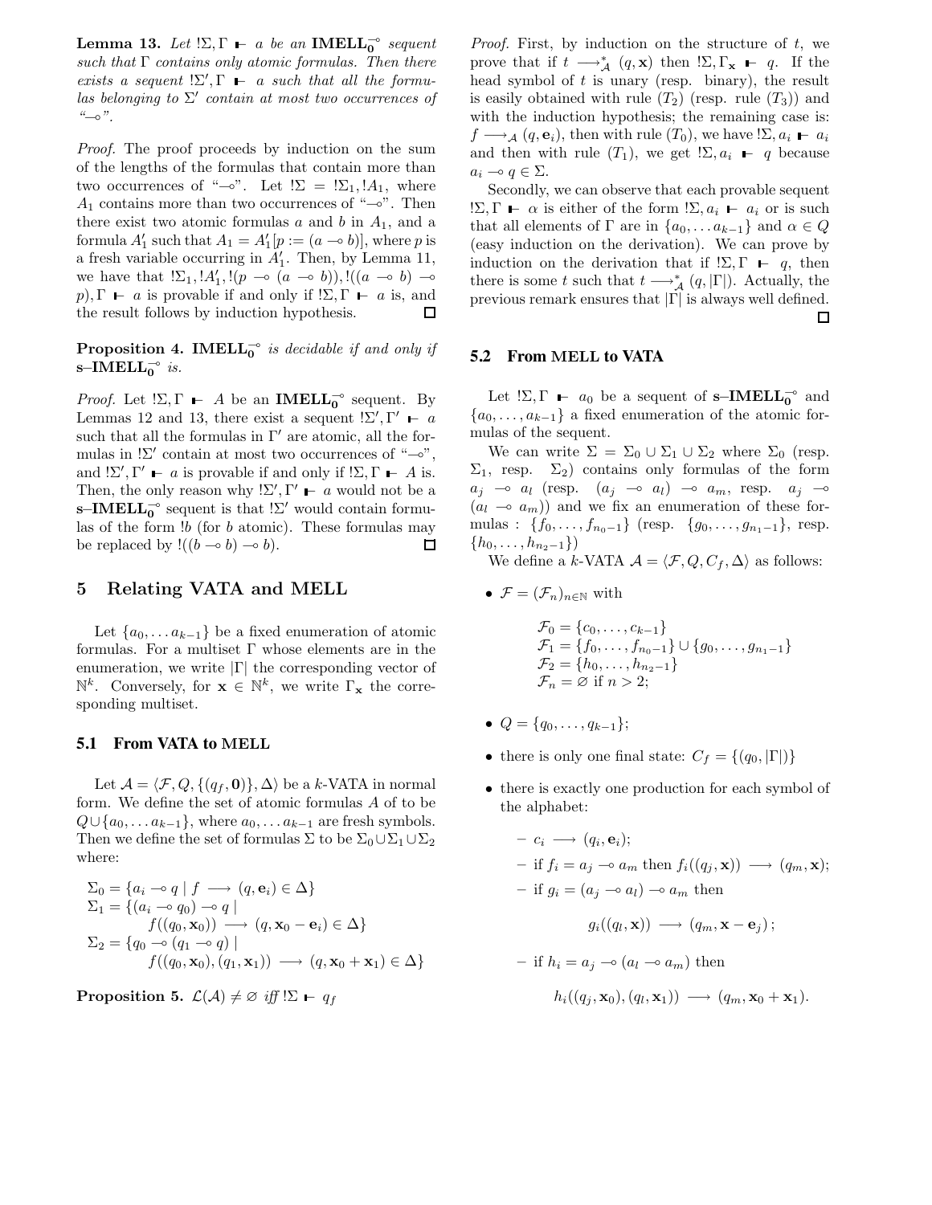**Lemma 13.** *Let $!\Sigma, \Gamma \vdash a$ be an $\mathbf{IMELL_0^{\multimap}}$ sequent such that $\Gamma$ contains only atomic formulas. Then there exists a sequent $!\Sigma', \Gamma \vdash a$ such that all the formulas belonging to $\Sigma'$ contain at most two occurrences of "$\multimap$".*

*Proof.* The proof proceeds by induction on the sum of the lengths of the formulas that contain more than two occurrences of "$\multimap$". Let $!\Sigma = !\Sigma_1, !A_1$, where $A_1$ contains more than two occurrences of "$\multimap$". Then there exist two atomic formulas $a$ and $b$ in $A_1$, and a formula $A_1'$ such that $A_1 = A_1'[p := (a \multimap b)]$, where $p$ is a fresh variable occurring in $A_1'$. Then, by Lemma 11, we have that $!\Sigma_1, !A_1', !(p \multimap (a \multimap b)), !((a \multimap b) \multimap p), \Gamma \vdash a$ is provable if and only if $!\Sigma, \Gamma \vdash a$ is, and the result follows by induction hypothesis. □

**Proposition 4.** *$\mathbf{IMELL_0^{\multimap}}$ is decidable if and only if $\mathbf{s\text{–}IMELL_0^{\multimap}}$ is.*

*Proof.* Let $!\Sigma, \Gamma \vdash A$ be an $\mathbf{IMELL_0^{\multimap}}$ sequent. By Lemmas 12 and 13, there exist a sequent $!\Sigma', \Gamma' \vdash a$ such that all the formulas in $\Gamma'$ are atomic, all the formulas in $!\Sigma'$ contain at most two occurrences of "$\multimap$", and $!\Sigma', \Gamma' \vdash a$ is provable if and only if $!\Sigma, \Gamma \vdash A$ is. Then, the only reason why $!\Sigma', \Gamma' \vdash a$ would not be a $\mathbf{s\text{–}IMELL_0^{\multimap}}$ sequent is that $!\Sigma'$ would contain formulas of the form $!b$ (for $b$ atomic). These formulas may be replaced by $!((b \multimap b) \multimap b)$. □

# 5 Relating VATA and MELL

Let $\{a_0, \dots a_{k-1}\}$ be a fixed enumeration of atomic formulas. For a multiset $\Gamma$ whose elements are in the enumeration, we write $|\Gamma|$ the corresponding vector of $\mathbb{N}^k$. Conversely, for $\mathbf{x} \in \mathbb{N}^k$, we write $\Gamma_{\mathbf{x}}$ the corresponding multiset.

## 5.1 From VATA to MELL

Let $\mathcal{A} = \langle \mathcal{F}, Q, \{(q_f, \mathbf{0})\}, \Delta \rangle$ be a $k$-VATA in normal form. We define the set of atomic formulas $A$ of to be $Q \cup \{a_0, \dots a_{k-1}\}$, where $a_0, \dots a_{k-1}$ are fresh symbols. Then we define the set of formulas $\Sigma$ to be $\Sigma_0 \cup \Sigma_1 \cup \Sigma_2$ where:

$$\begin{aligned}
\Sigma_0 &= \{a_i \multimap q \mid f \longrightarrow (q, \mathbf{e}_i) \in \Delta\} \\
\Sigma_1 &= \{(a_i \multimap q_0) \multimap q \mid \\
&\qquad f((q_0, \mathbf{x}_0)) \longrightarrow (q, \mathbf{x}_0 - \mathbf{e}_i) \in \Delta\} \\
\Sigma_2 &= \{q_0 \multimap (q_1 \multimap q) \mid \\
&\qquad f((q_0, \mathbf{x}_0), (q_1, \mathbf{x}_1)) \longrightarrow (q, \mathbf{x}_0 + \mathbf{x}_1) \in \Delta\}
\end{aligned}$$

**Proposition 5.** $\mathcal{L}(\mathcal{A}) \neq \varnothing$ *iff* $!\Sigma \vdash q_f$

*Proof.* First, by induction on the structure of $t$, we prove that if $t \longrightarrow_{\mathcal{A}}^{*} (q, \mathbf{x})$ then $!\Sigma, \Gamma_{\mathbf{x}} \vdash q$. If the head symbol of $t$ is unary (resp. binary), the result is easily obtained with rule $(T_2)$ (resp. rule $(T_3)$) and with the induction hypothesis; the remaining case is: $f \longrightarrow_{\mathcal{A}} (q, \mathbf{e}_i)$, then with rule $(T_0)$, we have $!\Sigma, a_i \vdash a_i$ and then with rule $(T_1)$, we get $!\Sigma, a_i \vdash q$ because $a_i \multimap q \in \Sigma$.

Secondly, we can observe that each provable sequent $!\Sigma, \Gamma \vdash \alpha$ is either of the form $!\Sigma, a_i \vdash a_i$ or is such that all elements of $\Gamma$ are in $\{a_0, \dots a_{k-1}\}$ and $\alpha \in Q$ (easy induction on the derivation). We can prove by induction on the derivation that if $!\Sigma, \Gamma \vdash q$, then there is some $t$ such that $t \longrightarrow_{\mathcal{A}}^{*} (q, |\Gamma|)$. Actually, the previous remark ensures that $|\Gamma|$ is always well defined. □

## 5.2 From MELL to VATA

Let $!\Sigma, \Gamma \vdash a_0$ be a sequent of $\mathbf{s\text{–}IMELL_0^{\multimap}}$ and $\{a_0, \dots, a_{k-1}\}$ a fixed enumeration of the atomic formulas of the sequent.

We can write $\Sigma = \Sigma_0 \cup \Sigma_1 \cup \Sigma_2$ where $\Sigma_0$ (resp. $\Sigma_1$, resp. $\Sigma_2$) contains only formulas of the form $a_j \multimap a_l$ (resp. $(a_j \multimap a_l) \multimap a_m$, resp. $a_j \multimap (a_l \multimap a_m)$) and we fix an enumeration of these formulas : $\{f_0, \dots, f_{n_0-1}\}$ (resp. $\{g_0, \dots, g_{n_1-1}\}$, resp. $\{h_0, \dots, h_{n_2-1}\}$)

We define a $k$-VATA $\mathcal{A} = \langle \mathcal{F}, Q, C_f, \Delta \rangle$ as follows:

- $\mathcal{F} = (\mathcal{F}_n)_{n \in \mathbb{N}}$ with

$$\begin{aligned}
\mathcal{F}_0 &= \{c_0, \dots, c_{k-1}\} \\
\mathcal{F}_1 &= \{f_0, \dots, f_{n_0-1}\} \cup \{g_0, \dots, g_{n_1-1}\} \\
\mathcal{F}_2 &= \{h_0, \dots, h_{n_2-1}\} \\
\mathcal{F}_n &= \varnothing \text{ if } n > 2;
\end{aligned}$$

- $Q = \{q_0, \dots, q_{k-1}\}$;
- there is only one final state: $C_f = \{(q_0, |\Gamma|)\}$
- there is exactly one production for each symbol of the alphabet:
  - $c_i \longrightarrow (q_i, \mathbf{e}_i)$;
  - if $f_i = a_j \multimap a_m$ then $f_i((q_j, \mathbf{x})) \longrightarrow (q_m, \mathbf{x})$;
  - if $g_i = (a_j \multimap a_l) \multimap a_m$ then

  $$g_i((q_l, \mathbf{x})) \longrightarrow (q_m, \mathbf{x} - \mathbf{e}_j);$$

  - if $h_i = a_j \multimap (a_l \multimap a_m)$ then

  $$h_i((q_j, \mathbf{x}_0), (q_l, \mathbf{x}_1)) \longrightarrow (q_m, \mathbf{x}_0 + \mathbf{x}_1).$$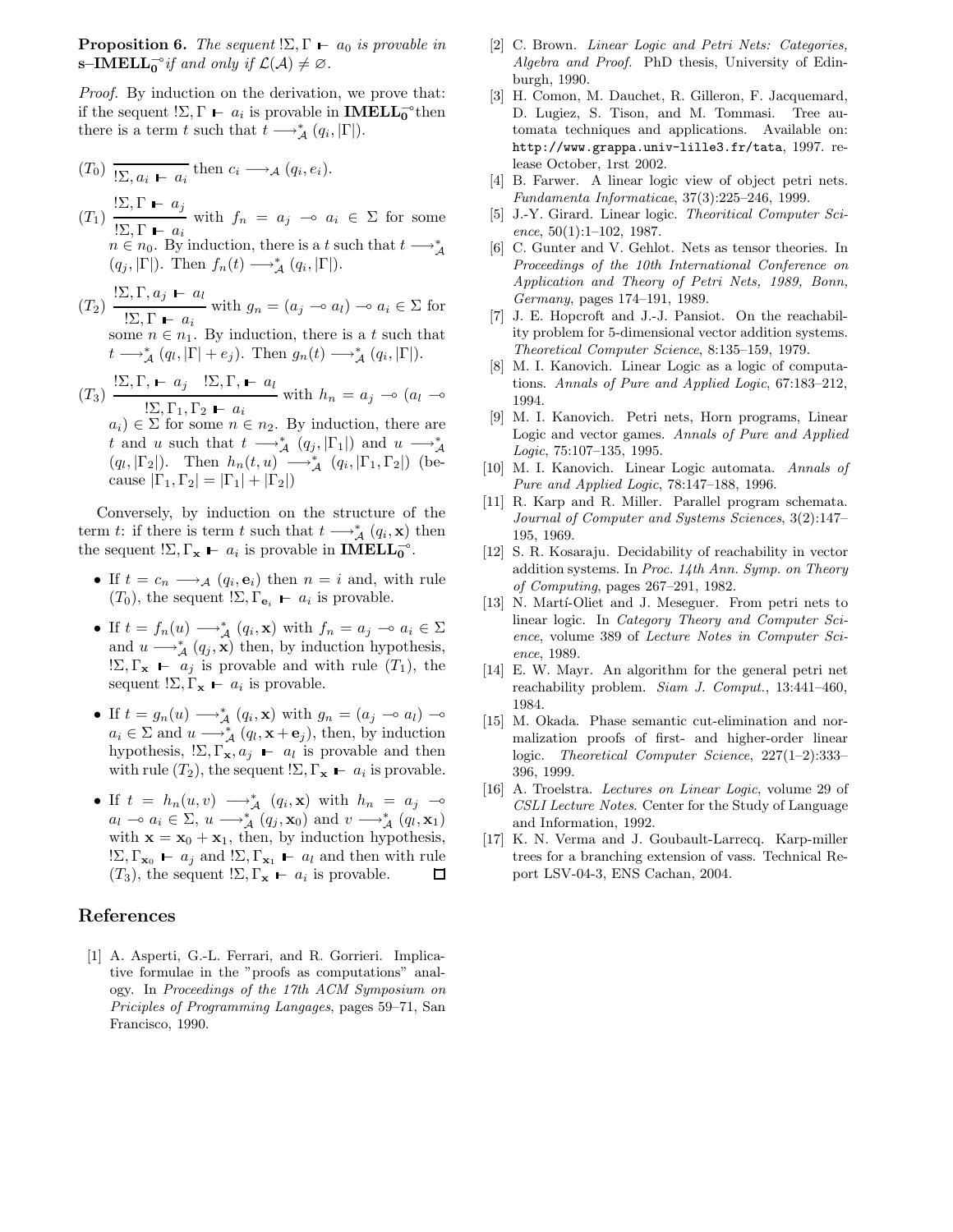**Proposition 6.** *The sequent* $!\Sigma, \Gamma \vdash a_0$ *is provable in* **s–IMELL**$_0^{\multimap}$ *if and only if* $\mathcal{L}(\mathcal{A}) \neq \varnothing$.

*Proof.* By induction on the derivation, we prove that: if the sequent $!\Sigma, \Gamma \vdash a_i$ is provable in **IMELL**$_0^{\multimap}$ then there is a term $t$ such that $t \longrightarrow^*_{\mathcal{A}} (q_i, |\Gamma|)$.

$(T_0)$ $\dfrac{}{!\Sigma, a_i \vdash a_i}$ then $c_i \longrightarrow_{\mathcal{A}} (q_i, e_i)$.

$(T_1)$ $\dfrac{!\Sigma, \Gamma \vdash a_j}{!\Sigma, \Gamma \vdash a_i}$ with $f_n = a_j \multimap a_i \in \Sigma$ for some $n \in n_0$. By induction, there is a $t$ such that $t \longrightarrow^*_{\mathcal{A}} (q_j, |\Gamma|)$. Then $f_n(t) \longrightarrow^*_{\mathcal{A}} (q_i, |\Gamma|)$.

$(T_2)$ $\dfrac{!\Sigma, \Gamma, a_j \vdash a_l}{!\Sigma, \Gamma \vdash a_i}$ with $g_n = (a_j \multimap a_l) \multimap a_i \in \Sigma$ for some $n \in n_1$. By induction, there is a $t$ such that $t \longrightarrow^*_{\mathcal{A}} (q_l, |\Gamma| + e_j)$. Then $g_n(t) \longrightarrow^*_{\mathcal{A}} (q_i, |\Gamma|)$.

$(T_3)$ $\dfrac{!\Sigma, \Gamma, \vdash a_j \quad !\Sigma, \Gamma, \vdash a_l}{!\Sigma, \Gamma_1, \Gamma_2 \vdash a_i}$ with $h_n = a_j \multimap (a_l \multimap a_i) \in \Sigma$ for some $n \in n_2$. By induction, there are $t$ and $u$ such that $t \longrightarrow^*_{\mathcal{A}} (q_j, |\Gamma_1|)$ and $u \longrightarrow^*_{\mathcal{A}} (q_l, |\Gamma_2|)$. Then $h_n(t, u) \longrightarrow^*_{\mathcal{A}} (q_i, |\Gamma_1, \Gamma_2|)$ (because $|\Gamma_1, \Gamma_2| = |\Gamma_1| + |\Gamma_2|$)

Conversely, by induction on the structure of the term $t$: if there is term $t$ such that $t \longrightarrow^*_{\mathcal{A}} (q_i, \mathbf{x})$ then the sequent $!\Sigma, \Gamma_{\mathbf{x}} \vdash a_i$ is provable in **IMELL**$_0^{\multimap}$.

- If $t = c_n \longrightarrow_{\mathcal{A}} (q_i, \mathbf{e}_i)$ then $n = i$ and, with rule $(T_0)$, the sequent $!\Sigma, \Gamma_{\mathbf{e}_i} \vdash a_i$ is provable.
- If $t = f_n(u) \longrightarrow^*_{\mathcal{A}} (q_i, \mathbf{x})$ with $f_n = a_j \multimap a_i \in \Sigma$ and $u \longrightarrow^*_{\mathcal{A}} (q_j, \mathbf{x})$ then, by induction hypothesis, $!\Sigma, \Gamma_{\mathbf{x}} \vdash a_j$ is provable and with rule $(T_1)$, the sequent $!\Sigma, \Gamma_{\mathbf{x}} \vdash a_i$ is provable.
- If $t = g_n(u) \longrightarrow^*_{\mathcal{A}} (q_i, \mathbf{x})$ with $g_n = (a_j \multimap a_l) \multimap a_i \in \Sigma$ and $u \longrightarrow^*_{\mathcal{A}} (q_l, \mathbf{x} + \mathbf{e}_j)$, then, by induction hypothesis, $!\Sigma, \Gamma_{\mathbf{x}}, a_j \vdash a_l$ is provable and then with rule $(T_2)$, the sequent $!\Sigma, \Gamma_{\mathbf{x}} \vdash a_i$ is provable.
- If $t = h_n(u, v) \longrightarrow^*_{\mathcal{A}} (q_i, \mathbf{x})$ with $h_n = a_j \multimap a_l \multimap a_i \in \Sigma$, $u \longrightarrow^*_{\mathcal{A}} (q_j, \mathbf{x}_0)$ and $v \longrightarrow^*_{\mathcal{A}} (q_l, \mathbf{x}_1)$ with $\mathbf{x} = \mathbf{x}_0 + \mathbf{x}_1$, then, by induction hypothesis, $!\Sigma, \Gamma_{\mathbf{x}_0} \vdash a_j$ and $!\Sigma, \Gamma_{\mathbf{x}_1} \vdash a_l$ and then with rule $(T_3)$, the sequent $!\Sigma, \Gamma_{\mathbf{x}} \vdash a_i$ is provable. □

## References

[1] A. Asperti, G.-L. Ferrari, and R. Gorrieri. Implicative formulae in the "proofs as computations" analogy. In *Proceedings of the 17th ACM Symposium on Priciples of Programming Langages*, pages 59–71, San Francisco, 1990.

[2] C. Brown. *Linear Logic and Petri Nets: Categories, Algebra and Proof.* PhD thesis, University of Edinburgh, 1990.

[3] H. Comon, M. Dauchet, R. Gilleron, F. Jacquemard, D. Lugiez, S. Tison, and M. Tommasi. Tree automata techniques and applications. Available on: `http://www.grappa.univ-lille3.fr/tata`, 1997. release October, 1rst 2002.

[4] B. Farwer. A linear logic view of object petri nets. *Fundamenta Informaticae*, 37(3):225–246, 1999.

[5] J.-Y. Girard. Linear logic. *Theoritical Computer Science*, 50(1):1–102, 1987.

[6] C. Gunter and V. Gehlot. Nets as tensor theories. In *Proceedings of the 10th International Conference on Application and Theory of Petri Nets, 1989, Bonn, Germany*, pages 174–191, 1989.

[7] J. E. Hopcroft and J.-J. Pansiot. On the reachability problem for 5-dimensional vector addition systems. *Theoretical Computer Science*, 8:135–159, 1979.

[8] M. I. Kanovich. Linear Logic as a logic of computations. *Annals of Pure and Applied Logic*, 67:183–212, 1994.

[9] M. I. Kanovich. Petri nets, Horn programs, Linear Logic and vector games. *Annals of Pure and Applied Logic*, 75:107–135, 1995.

[10] M. I. Kanovich. Linear Logic automata. *Annals of Pure and Applied Logic*, 78:147–188, 1996.

[11] R. Karp and R. Miller. Parallel program schemata. *Journal of Computer and Systems Sciences*, 3(2):147–195, 1969.

[12] S. R. Kosaraju. Decidability of reachability in vector addition systems. In *Proc. 14th Ann. Symp. on Theory of Computing*, pages 267–291, 1982.

[13] N. Martí-Oliet and J. Meseguer. From petri nets to linear logic. In *Category Theory and Computer Science*, volume 389 of *Lecture Notes in Computer Science*, 1989.

[14] E. W. Mayr. An algorithm for the general petri net reachability problem. *Siam J. Comput.*, 13:441–460, 1984.

[15] M. Okada. Phase semantic cut-elimination and normalization proofs of first- and higher-order linear logic. *Theoretical Computer Science*, 227(1–2):333–396, 1999.

[16] A. Troelstra. *Lectures on Linear Logic*, volume 29 of *CSLI Lecture Notes*. Center for the Study of Language and Information, 1992.

[17] K. N. Verma and J. Goubault-Larrecq. Karp-miller trees for a branching extension of vass. Technical Report LSV-04-3, ENS Cachan, 2004.